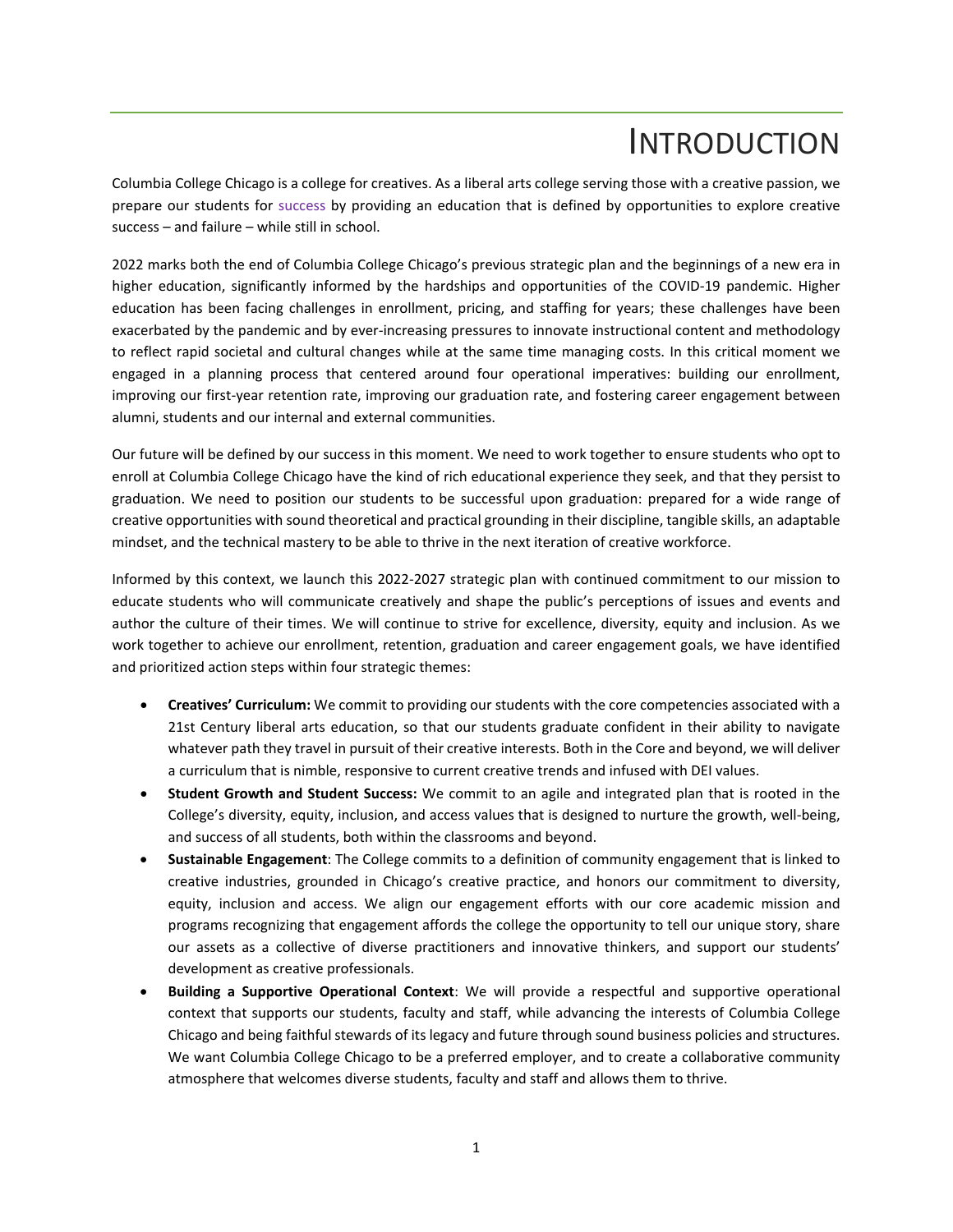# Introduction

Columbia College Chicago is a college for creatives. As a liberal arts college serving those with a creative passion, we prepare our students for success by providing an education that is defined by opportunities to explore creative success – and failure – while still in school.

2022 marks both the end of Columbia College Chicago's previous strategic plan and the beginnings of a new era in higher education, significantly informed by the hardships and opportunities of the COVID-19 pandemic. Higher education has been facing challenges in enrollment, pricing, and staffing for years; these challenges have been exacerbated by the pandemic and by ever-increasing pressures to innovate instructional content and methodology to reflect rapid societal and cultural changes while at the same time managing costs. In this critical moment we engaged in a planning process that centered around four operational imperatives: building our enrollment, improving our first-year retention rate, improving our graduation rate, and fostering career engagement between alumni, students and our internal and external communities.

Our future will be defined by our success in this moment. We need to work together to ensure students who opt to enroll at Columbia College Chicago have the kind of rich educational experience they seek, and that they persist to graduation. We need to position our students to be successful upon graduation: prepared for a wide range of creative opportunities with sound theoretical and practical grounding in their discipline, tangible skills, an adaptable mindset, and the technical mastery to be able to thrive in the next iteration of creative workforce.

Informed by this context, we launch this 2022-2027 strategic plan with continued commitment to our mission to educate students who will communicate creatively and shape the public's perceptions of issues and events and author the culture of their times. We will continue to strive for excellence, diversity, equity and inclusion. As we work together to achieve our enrollment, retention, graduation and career engagement goals, we have identified and prioritized action steps within four strategic themes:

- **Creatives' Curriculum:** We commit to providing our students with the core competencies associated with a 21st Century liberal arts education, so that our students graduate confident in their ability to navigate whatever path they travel in pursuit of their creative interests. Both in the Core and beyond, we will deliver a curriculum that is nimble, responsive to current creative trends and infused with DEI values.
- **Student Growth and Student Success:** We commit to an agile and integrated plan that is rooted in the College's diversity, equity, inclusion, and access values that is designed to nurture the growth, well-being, and success of all students, both within the classrooms and beyond.
- **Sustainable Engagement**: The College commits to a definition of community engagement that is linked to creative industries, grounded in Chicago's creative practice, and honors our commitment to diversity, equity, inclusion and access. We align our engagement efforts with our core academic mission and programs recognizing that engagement affords the college the opportunity to tell our unique story, share our assets as a collective of diverse practitioners and innovative thinkers, and support our students' development as creative professionals.
- **Building a Supportive Operational Context**: We will provide a respectful and supportive operational context that supports our students, faculty and staff, while advancing the interests of Columbia College Chicago and being faithful stewards of its legacy and future through sound business policies and structures. We want Columbia College Chicago to be a preferred employer, and to create a collaborative community atmosphere that welcomes diverse students, faculty and staff and allows them to thrive.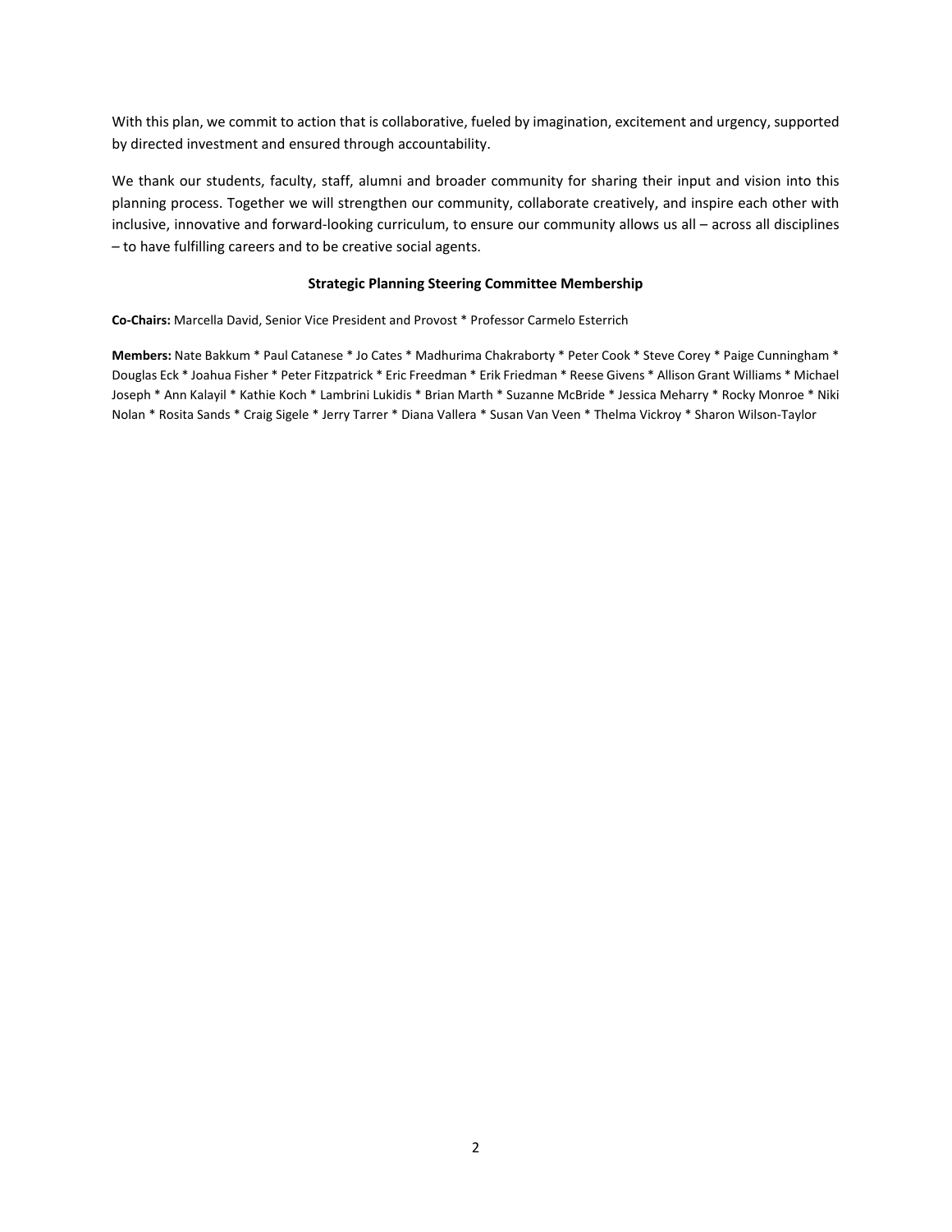With this plan, we commit to action that is collaborative, fueled by imagination, excitement and urgency, supported by directed investment and ensured through accountability.

We thank our students, faculty, staff, alumni and broader community for sharing their input and vision into this planning process. Together we will strengthen our community, collaborate creatively, and inspire each other with inclusive, innovative and forward-looking curriculum, to ensure our community allows us all – across all disciplines – to have fulfilling careers and to be creative social agents.

**Strategic Planning Steering Committee Membership**

**Co-Chairs:** Marcella David, Senior Vice President and Provost * Professor Carmelo Esterrich

**Members:** Nate Bakkum * Paul Catanese * Jo Cates * Madhurima Chakraborty * Peter Cook * Steve Corey * Paige Cunningham * Douglas Eck * Joahua Fisher * Peter Fitzpatrick * Eric Freedman * Erik Friedman * Reese Givens * Allison Grant Williams * Michael Joseph * Ann Kalayil * Kathie Koch * Lambrini Lukidis * Brian Marth * Suzanne McBride * Jessica Meharry * Rocky Monroe * Niki Nolan * Rosita Sands * Craig Sigele * Jerry Tarrer * Diana Vallera * Susan Van Veen * Thelma Vickroy * Sharon Wilson-Taylor